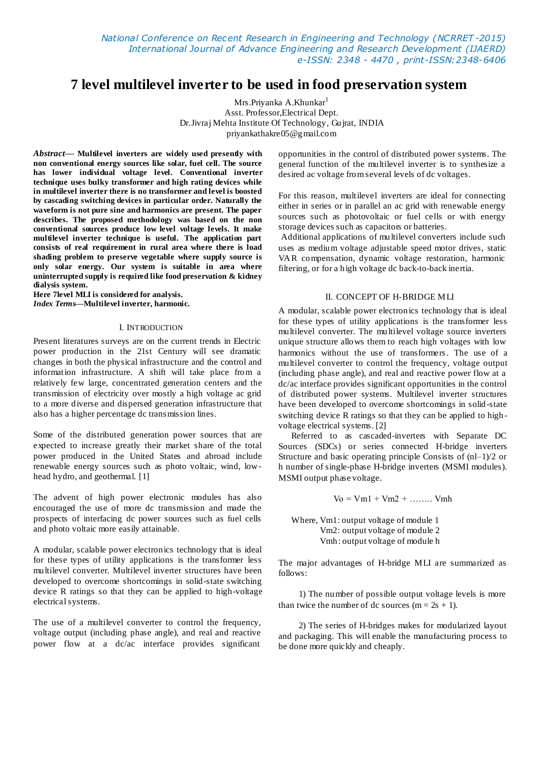# 7 level multilevel inverter to be used in food preservation system

Mrs.Priyanka A.Khunkar[1]
Asst. Professor,Electrical Dept.
Dr.Jivraj Mehta Institute Of Technology, Gujrat, INDIA
priyankathakre05@gmail.com

***Abstract*— Multilevel inverters are widely used presently with non conventional energy sources like solar, fuel cell. The source has lower individual voltage level. Conventional inverter technique uses bulky transformer and high rating devices while in multilevel inverter there is no transformer and level is boosted by cascading switching devices in particular order. Naturally the waveform is not pure sine and harmonics are present. The paper describes. The proposed methodology was based on the non conventional sources produce low level voltage levels. It make multilevel inverter technique is useful. The application part consists of real requirement in rural area where there is load shading problem to preserve vegetable where supply source is only solar energy. Our system is suitable in area where uninterrupted supply is required like food preservation & kidney dialysis system.**

**Here 7level MLI is considered for analysis.**

***Index Terms*—Multilevel inverter, harmonic.**

## I. INTRODUCTION

Present literatures surveys are on the current trends in Electric power production in the 21st Century will see dramatic changes in both the physical infrastructure and the control and information infrastructure. A shift will take place from a relatively few large, concentrated generation centers and the transmission of electricity over mostly a high voltage ac grid to a more diverse and dispersed generation infrastructure that also has a higher percentage dc transmission lines.

Some of the distributed generation power sources that are expected to increase greatly their market share of the total power produced in the United States and abroad include renewable energy sources such as photo voltaic, wind, low-head hydro, and geothermal. [1]

The advent of high power electronic modules has also encouraged the use of more dc transmission and made the prospects of interfacing dc power sources such as fuel cells and photo voltaic more easily attainable.

A modular, scalable power electronics technology that is ideal for these types of utility applications is the transformer less multilevel converter. Multilevel inverter structures have been developed to overcome shortcomings in solid-state switching device R ratings so that they can be applied to high-voltage electrical systems.

The use of a multilevel converter to control the frequency, voltage output (including phase angle), and real and reactive power flow at a dc/ac interface provides significant opportunities in the control of distributed power systems. The general function of the multilevel inverter is to synthesize a desired ac voltage from several levels of dc voltages.

For this reason, multilevel inverters are ideal for connecting either in series or in parallel an ac grid with renewable energy sources such as photovoltaic or fuel cells or with energy storage devices such as capacitors or batteries.

Additional applications of multilevel converters include such uses as medium voltage adjustable speed motor drives, static VAR compensation, dynamic voltage restoration, harmonic filtering, or for a high voltage dc back-to-back inertia.

## II. CONCEPT OF H-BRIDGE MLI

A modular, scalable power electronics technology that is ideal for these types of utility applications is the transformer less multilevel converter. The multilevel voltage source inverters unique structure allows them to reach high voltages with low harmonics without the use of transformers. The use of a multilevel converter to control the frequency, voltage output (including phase angle), and real and reactive power flow at a dc/ac interface provides significant opportunities in the control of distributed power systems. Multilevel inverter structures have been developed to overcome shortcomings in solid-state switching device R ratings so that they can be applied to high-voltage electrical systems. [2]

Referred to as cascaded-inverters with Separate DC Sources (SDCs) or series connected H-bridge inverters Structure and basic operating principle Consists of (nl–1)/2 or h number of single-phase H-bridge inverters (MSMI modules). MSMI output phase voltage.

$$V_o = V_{m1} + V_{m2} + \ldots\ldots\ldots V_{mh}$$

Where, $V_{m1}$: output voltage of module 1
$V_{m2}$: output voltage of module 2
$V_{mh}$: output voltage of module h

The major advantages of H-bridge MLI are summarized as follows:

1) The number of possible output voltage levels is more than twice the number of dc sources ($m = 2s + 1$).

2) The series of H-bridges makes for modularized layout and packaging. This will enable the manufacturing process to be done more quickly and cheaply.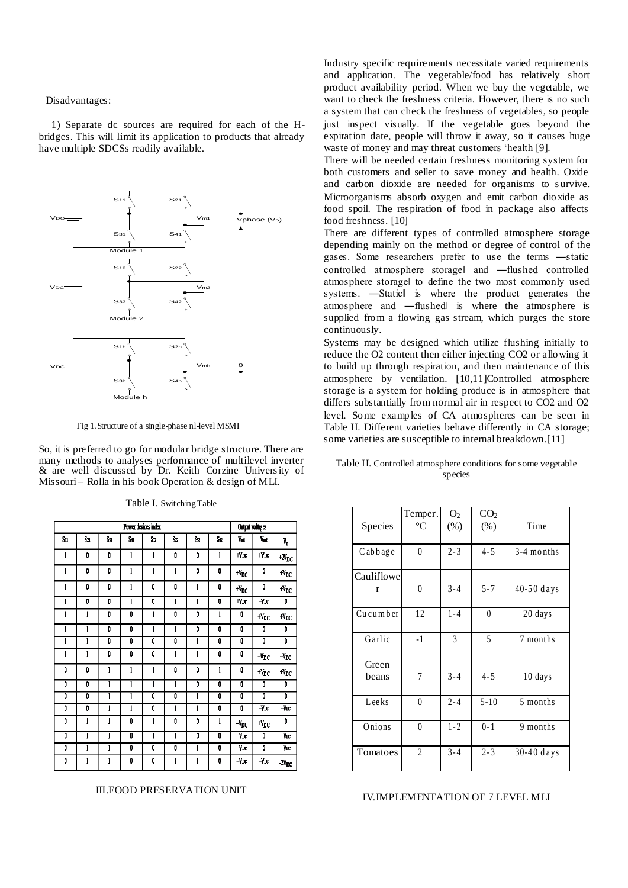Disadvantages:

1) Separate dc sources are required for each of the H-bridges. This will limit its application to products that already have multiple SDCSs readily available.

Fig 1.Structure of a single-phase nl-level MSMI

So, it is preferred to go for modular bridge structure. There are many methods to analyses performance of multilevel inverter & are well discussed by Dr. Keith Corzine University of Missouri – Rolla in his book Operation & design of MLI.

Table I. Switching Table

| Power devices index | | | | | | | | Output voltages | | |
|---|---|---|---|---|---|---|---|---|---|---|
| $S_{11}$ | $S_{21}$ | $S_{31}$ | $S_{41}$ | $S_{12}$ | $S_{22}$ | $S_{32}$ | $S_{42}$ | $V_{m1}$ | $V_{m2}$ | $V_0$ |
| 1 | 0 | 0 | 1 | 1 | 0 | 0 | 1 | $+V_{DC}$ | $+V_{DC}$ | $+2V_{DC}$ |
| 1 | 0 | 0 | 1 | 1 | 1 | 0 | 0 | $+V_{DC}$ | 0 | $+V_{DC}$ |
| 1 | 0 | 0 | 1 | 0 | 0 | 1 | 0 | $+V_{DC}$ | 0 | $+V_{DC}$ |
| 1 | 0 | 0 | 1 | 0 | 1 | 1 | 0 | $+V_{DC}$ | $-V_{DC}$ | 0 |
| 1 | 1 | 0 | 0 | 1 | 0 | 0 | 1 | 0 | $+V_{DC}$ | $+V_{DC}$ |
| 1 | 1 | 0 | 0 | 1 | 1 | 0 | 0 | 0 | 0 | 0 |
| 1 | 1 | 0 | 0 | 0 | 0 | 1 | 0 | 0 | 0 | 0 |
| 1 | 1 | 0 | 0 | 0 | 1 | 1 | 0 | 0 | $-V_{DC}$ | $-V_{DC}$ |
| 0 | 0 | 1 | 1 | 1 | 0 | 0 | 1 | 0 | $+V_{DC}$ | $+V_{DC}$ |
| 0 | 0 | 1 | 1 | 1 | 1 | 0 | 0 | 0 | 0 | 0 |
| 0 | 0 | 1 | 1 | 0 | 0 | 1 | 0 | 0 | 0 | 0 |
| 0 | 0 | 1 | 1 | 0 | 1 | 1 | 0 | 0 | $-V_{DC}$ | $-V_{DC}$ |
| 0 | 1 | 1 | 0 | 1 | 0 | 0 | 1 | $-V_{DC}$ | $+V_{DC}$ | 0 |
| 0 | 1 | 1 | 0 | 1 | 1 | 0 | 0 | $-V_{DC}$ | 0 | $-V_{DC}$ |
| 0 | 1 | 1 | 0 | 0 | 0 | 1 | 0 | $-V_{DC}$ | 0 | $-V_{DC}$ |
| 0 | 1 | 1 | 0 | 0 | 1 | 1 | 0 | $-V_{DC}$ | $-V_{DC}$ | $-2V_{DC}$ |

## III.FOOD PRESERVATION UNIT

Industry specific requirements necessitate varied requirements and application. The vegetable/food has relatively short product availability period. When we buy the vegetable, we want to check the freshness criteria. However, there is no such a system that can check the freshness of vegetables, so people just inspect visually. If the vegetable goes beyond the expiration date, people will throw it away, so it causes huge waste of money and may threat customers 'health [9].

There will be needed certain freshness monitoring system for both customers and seller to save money and health. Oxide and carbon dioxide are needed for organisms to survive. Microorganisms absorb oxygen and emit carbon dioxide as food spoil. The respiration of food in package also affects food freshness. [10]

There are different types of controlled atmosphere storage depending mainly on the method or degree of control of the gases. Some researchers prefer to use the terms ―static controlled atmosphere storage‖ and ―flushed controlled atmosphere storage‖ to define the two most commonly used systems. ―Static‖ is where the product generates the atmosphere and ―flushed‖ is where the atmosphere is supplied from a flowing gas stream, which purges the store continuously.

Systems may be designed which utilize flushing initially to reduce the O2 content then either injecting CO2 or allowing it to build up through respiration, and then maintenance of this atmosphere by ventilation. [10,11]Controlled atmosphere storage is a system for holding produce is in atmosphere that differs substantially from normal air in respect to CO2 and O2 level. Some examples of CA atmospheres can be seen in Table II. Different varieties behave differently in CA storage; some varieties are susceptible to internal breakdown.[11]

Table II. Controlled atmosphere conditions for some vegetable species

| Species | Temper. °C | $O_2$ (%) | $CO_2$ (%) | Time |
|---|---|---|---|---|
| Cabbage | 0 | 2-3 | 4-5 | 3-4 months |
| Cauliflower | 0 | 3-4 | 5-7 | 40-50 days |
| Cucumber | 12 | 1-4 | 0 | 20 days |
| Garlic | -1 | 3 | 5 | 7 months |
| Green beans | 7 | 3-4 | 4-5 | 10 days |
| Leeks | 0 | 2-4 | 5-10 | 5 months |
| Onions | 0 | 1-2 | 0-1 | 9 months |
| Tomatoes | 2 | 3-4 | 2-3 | 30-40 days |

## IV.IMPLEMENTATION OF 7 LEVEL MLI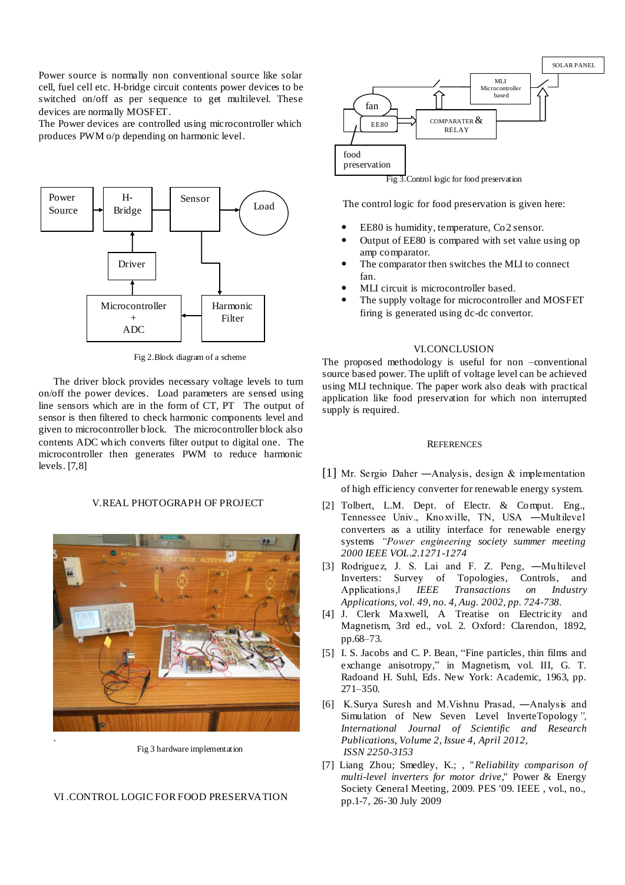Power source is normally non conventional source like solar cell, fuel cell etc. H-bridge circuit contents power devices to be switched on/off as per sequence to get multilevel. These devices are normally MOSFET.
The Power devices are controlled using microcontroller which produces PWM o/p depending on harmonic level.

Fig 2.Block diagram of a scheme

The driver block provides necessary voltage levels to turn on/off the power devices. Load parameters are sensed using line sensors which are in the form of CT, PT The output of sensor is then filtered to check harmonic components level and given to microcontroller block. The microcontroller block also contents ADC which converts filter output to digital one. The microcontroller then generates PWM to reduce harmonic levels. [7,8]

## V.REAL PHOTOGRAPH OF PROJECT

Fig 3 hardware implementation

## VI .CONTROL LOGIC FOR FOOD PRESERVATION

Fig 3.Control logic for food preservation

The control logic for food preservation is given here:

- EE80 is humidity, temperature, Co2 sensor.
- Output of EE80 is compared with set value using op amp comparator.
- The comparator then switches the MLI to connect fan.
- MLI circuit is microcontroller based.
- The supply voltage for microcontroller and MOSFET firing is generated using dc-dc convertor.

## VI.CONCLUSION

The proposed methodology is useful for non –conventional source based power. The uplift of voltage level can be achieved using MLI technique. The paper work also deals with practical application like food preservation for which non interrupted supply is required.

## REFERENCES

[1] Mr. Sergio Daher —Analysis, design & implementation of high efficiency converter for renewable energy system.

[2] Tolbert, L.M. Dept. of Electr. & Comput. Eng., Tennessee Univ., Knoxville, TN, USA —Multilevel converters as a utility interface for renewable energy systems *"Power engineering society summer meeting 2000 IEEE VOL.2.1271-1274*

[3] Rodriguez, J. S. Lai and F. Z. Peng, —Multilevel Inverters: Survey of Topologies, Controls, and Applications,‖ *IEEE Transactions on Industry Applications, vol. 49, no. 4, Aug. 2002, pp. 724-738.*

[4] J. Clerk Maxwell, A Treatise on Electricity and Magnetism, 3rd ed., vol. 2. Oxford: Clarendon, 1892, pp.68–73.

[5] I. S. Jacobs and C. P. Bean, "Fine particles, thin films and exchange anisotropy," in Magnetism, vol. III, G. T. Radoand H. Suhl, Eds. New York: Academic, 1963, pp. 271–350.

[6] K.Surya Suresh and M.Vishnu Prasad, —Analysis and Simulation of New Seven Level InverteTopology*", International Journal of Scientific and Research Publications, Volume 2, Issue 4, April 2012, ISSN 2250-3153*

[7] Liang Zhou; Smedley, K.; , "*Reliability comparison of multi-level inverters for motor drive*," Power & Energy Society General Meeting, 2009. PES '09. IEEE , vol., no., pp.1-7, 26-30 July 2009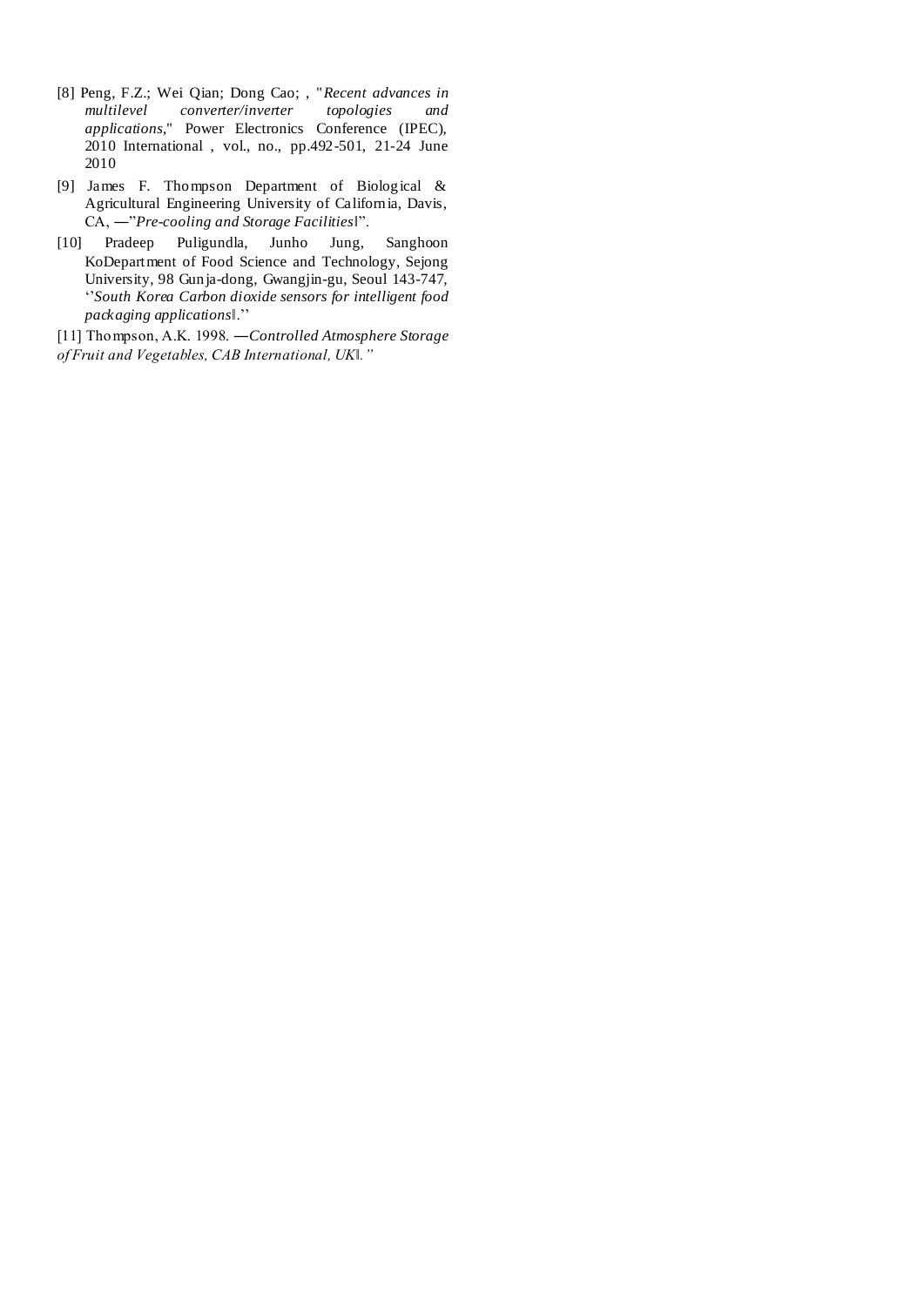[8] Peng, F.Z.; Wei Qian; Dong Cao; , "*Recent advances in multilevel converter/inverter topologies and applications*," Power Electronics Conference (IPEC), 2010 International , vol., no., pp.492-501, 21-24 June 2010

[9] James F. Thompson Department of Biological & Agricultural Engineering University of California, Davis, CA, ―"*Pre-cooling and Storage Facilities*‖".

[10] Pradeep Puligundla, Junho Jung, Sanghoon KoDepartment of Food Science and Technology, Sejong University, 98 Gunja-dong, Gwangjin-gu, Seoul 143-747, ''*South Korea Carbon dioxide sensors for intelligent food packaging applications*‖.''

[11] Thompson, A.K. 1998. ―*Controlled Atmosphere Storage of Fruit and Vegetables, CAB International, UK*‖*."*